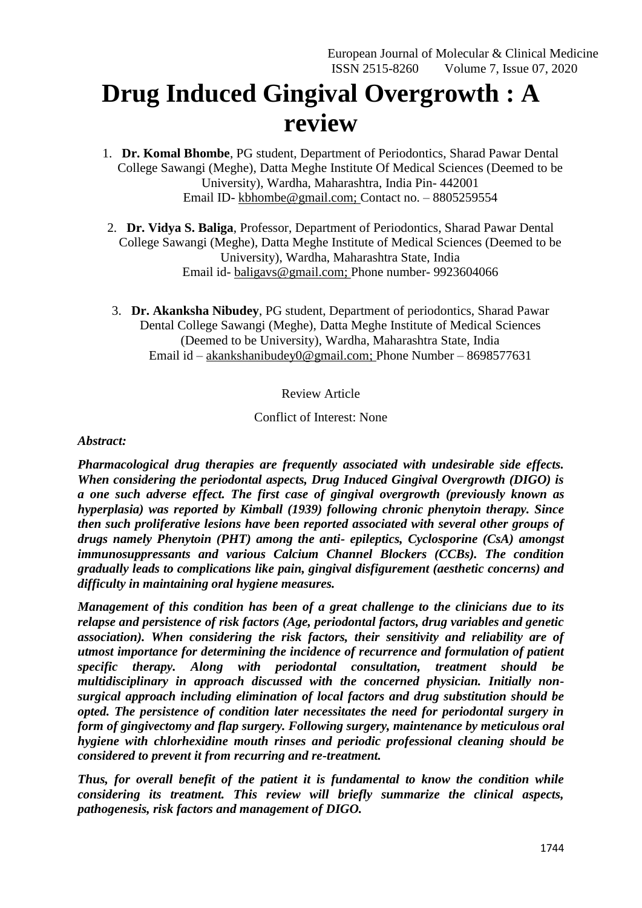# Drug Induced Gingival Overgrowth : A review

1. **Dr. Komal Bhombe**, PG student, Department of Periodontics, Sharad Pawar Dental College Sawangi (Meghe), Datta Meghe Institute Of Medical Sciences (Deemed to be University), Wardha, Maharashtra, India Pin- 442001
   Email ID- kbhombe@gmail.com; Contact no. – 8805259554

2. **Dr. Vidya S. Baliga**, Professor, Department of Periodontics, Sharad Pawar Dental College Sawangi (Meghe), Datta Meghe Institute of Medical Sciences (Deemed to be University), Wardha, Maharashtra State, India
   Email id- baligavs@gmail.com; Phone number- 9923604066

3. **Dr. Akanksha Nibudey**, PG student, Department of periodontics, Sharad Pawar Dental College Sawangi (Meghe), Datta Meghe Institute of Medical Sciences (Deemed to be University), Wardha, Maharashtra State, India
   Email id – akankshanibudey0@gmail.com; Phone Number – 8698577631

Review Article

Conflict of Interest: None

***Abstract:***

***Pharmacological drug therapies are frequently associated with undesirable side effects. When considering the periodontal aspects, Drug Induced Gingival Overgrowth (DIGO) is a one such adverse effect. The first case of gingival overgrowth (previously known as hyperplasia) was reported by Kimball (1939) following chronic phenytoin therapy. Since then such proliferative lesions have been reported associated with several other groups of drugs namely Phenytoin (PHT) among the anti- epileptics, Cyclosporine (CsA) amongst immunosuppressants and various Calcium Channel Blockers (CCBs). The condition gradually leads to complications like pain, gingival disfigurement (aesthetic concerns) and difficulty in maintaining oral hygiene measures.***

***Management of this condition has been of a great challenge to the clinicians due to its relapse and persistence of risk factors (Age, periodontal factors, drug variables and genetic association). When considering the risk factors, their sensitivity and reliability are of utmost importance for determining the incidence of recurrence and formulation of patient specific therapy. Along with periodontal consultation, treatment should be multidisciplinary in approach discussed with the concerned physician. Initially non-surgical approach including elimination of local factors and drug substitution should be opted. The persistence of condition later necessitates the need for periodontal surgery in form of gingivectomy and flap surgery. Following surgery, maintenance by meticulous oral hygiene with chlorhexidine mouth rinses and periodic professional cleaning should be considered to prevent it from recurring and re-treatment.***

***Thus, for overall benefit of the patient it is fundamental to know the condition while considering its treatment. This review will briefly summarize the clinical aspects, pathogenesis, risk factors and management of DIGO.***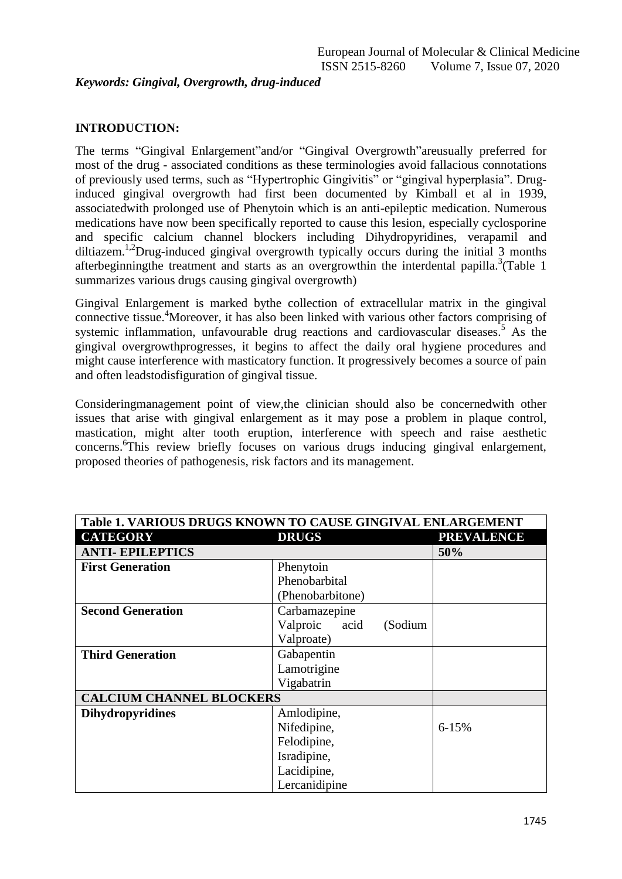***Keywords: Gingival, Overgrowth, drug-induced***

## INTRODUCTION:

The terms "Gingival Enlargement"and/or "Gingival Overgrowth"areusually preferred for most of the drug - associated conditions as these terminologies avoid fallacious connotations of previously used terms, such as "Hypertrophic Gingivitis" or "gingival hyperplasia". Drug-induced gingival overgrowth had first been documented by Kimball et al in 1939, associatedwith prolonged use of Phenytoin which is an anti-epileptic medication. Numerous medications have now been specifically reported to cause this lesion, especially cyclosporine and specific calcium channel blockers including Dihydropyridines, verapamil and diltiazem.[1,2]Drug-induced gingival overgrowth typically occurs during the initial 3 months afterbeginningthe treatment and starts as an overgrowthin the interdental papilla.[3](Table 1 summarizes various drugs causing gingival overgrowth)

Gingival Enlargement is marked bythe collection of extracellular matrix in the gingival connective tissue.[4]Moreover, it has also been linked with various other factors comprising of systemic inflammation, unfavourable drug reactions and cardiovascular diseases.[5] As the gingival overgrowthprogresses, it begins to affect the daily oral hygiene procedures and might cause interference with masticatory function. It progressively becomes a source of pain and often leadstodisfiguration of gingival tissue.

Consideringmanagement point of view,the clinician should also be concernedwith other issues that arise with gingival enlargement as it may pose a problem in plaque control, mastication, might alter tooth eruption, interference with speech and raise aesthetic concerns.[6]This review briefly focuses on various drugs inducing gingival enlargement, proposed theories of pathogenesis, risk factors and its management.

**Table 1. VARIOUS DRUGS KNOWN TO CAUSE GINGIVAL ENLARGEMENT**

| CATEGORY | DRUGS | PREVALENCE |
|---|---|---|
| **ANTI- EPILEPTICS** | | **50%** |
| **First Generation** | Phenytoin<br>Phenobarbital<br>(Phenobarbitone) | |
| **Second Generation** | Carbamazepine<br>Valproic acid (Sodium Valproate) | |
| **Third Generation** | Gabapentin<br>Lamotrigine<br>Vigabatrin | |
| **CALCIUM CHANNEL BLOCKERS** | | |
| **Dihydropyridines** | Amlodipine,<br>Nifedipine,<br>Felodipine,<br>Isradipine,<br>Lacidipine,<br>Lercanidipine | 6-15% |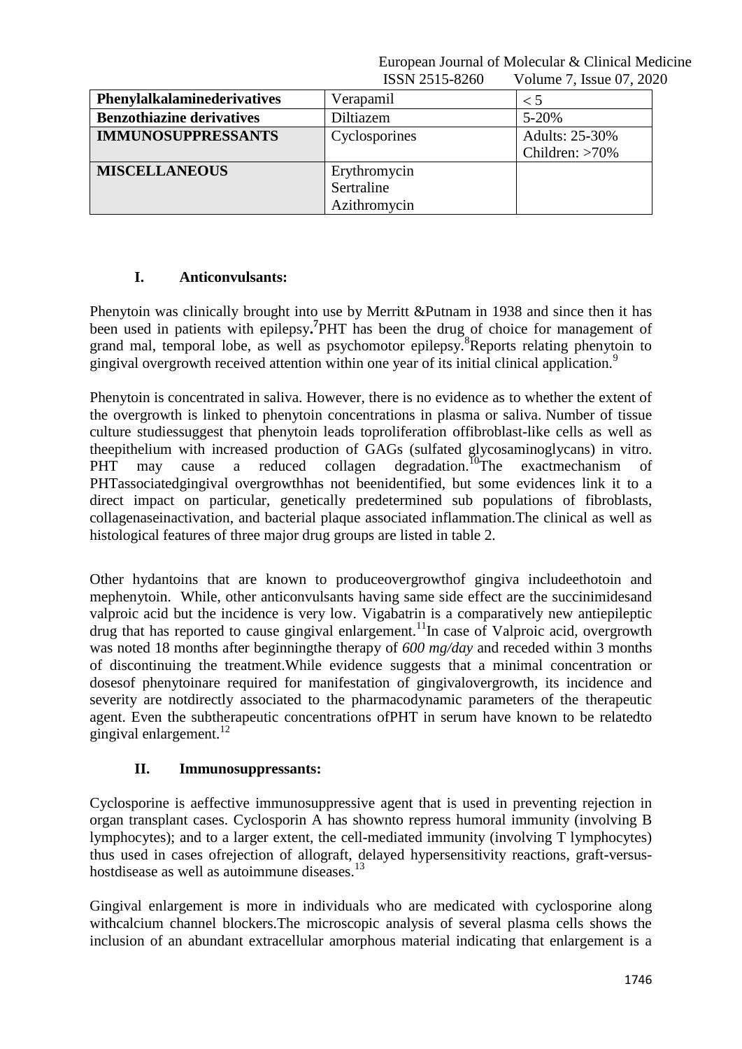| | | |
|---|---|---|
| **Phenylalkalaminederivatives** | Verapamil | < 5 |
| **Benzothiazine derivatives** | Diltiazem | 5-20% |
| **IMMUNOSUPPRESSANTS** | Cyclosporines | Adults: 25-30%<br>Children: >70% |
| **MISCELLANEOUS** | Erythromycin<br>Sertraline<br>Azithromycin | |

### I. Anticonvulsants:

Phenytoin was clinically brought into use by Merritt &Putnam in 1938 and since then it has been used in patients with epilepsy.[7] PHT has been the drug of choice for management of grand mal, temporal lobe, as well as psychomotor epilepsy.[8] Reports relating phenytoin to gingival overgrowth received attention within one year of its initial clinical application.[9]

Phenytoin is concentrated in saliva. However, there is no evidence as to whether the extent of the overgrowth is linked to phenytoin concentrations in plasma or saliva. Number of tissue culture studiessuggest that phenytoin leads toproliferation offibroblast-like cells as well as theepithelium with increased production of GAGs (sulfated glycosaminoglycans) in vitro. PHT may cause a reduced collagen degradation.[10] The exactmechanism of PHTassociatedgingival overgrowthhas not beenidentified, but some evidences link it to a direct impact on particular, genetically predetermined sub populations of fibroblasts, collagenaseinactivation, and bacterial plaque associated inflammation.The clinical as well as histological features of three major drug groups are listed in table 2.

Other hydantoins that are known to produceovergrowthof gingiva includeethotoin and mephenytoin. While, other anticonvulsants having same side effect are the succinimidesand valproic acid but the incidence is very low. Vigabatrin is a comparatively new antiepileptic drug that has reported to cause gingival enlargement.[11] In case of Valproic acid, overgrowth was noted 18 months after beginningthe therapy of *600 mg/day* and receded within 3 months of discontinuing the treatment.While evidence suggests that a minimal concentration or dosesof phenytoinare required for manifestation of gingivalovergrowth, its incidence and severity are notdirectly associated to the pharmacodynamic parameters of the therapeutic agent. Even the subtherapeutic concentrations ofPHT in serum have known to be relatedto gingival enlargement.[12]

### II. Immunosuppressants:

Cyclosporine is aeffective immunosuppressive agent that is used in preventing rejection in organ transplant cases. Cyclosporin A has shownto repress humoral immunity (involving B lymphocytes); and to a larger extent, the cell-mediated immunity (involving T lymphocytes) thus used in cases ofrejection of allograft, delayed hypersensitivity reactions, graft-versus-hostdisease as well as autoimmune diseases.[13]

Gingival enlargement is more in individuals who are medicated with cyclosporine along withcalcium channel blockers.The microscopic analysis of several plasma cells shows the inclusion of an abundant extracellular amorphous material indicating that enlargement is a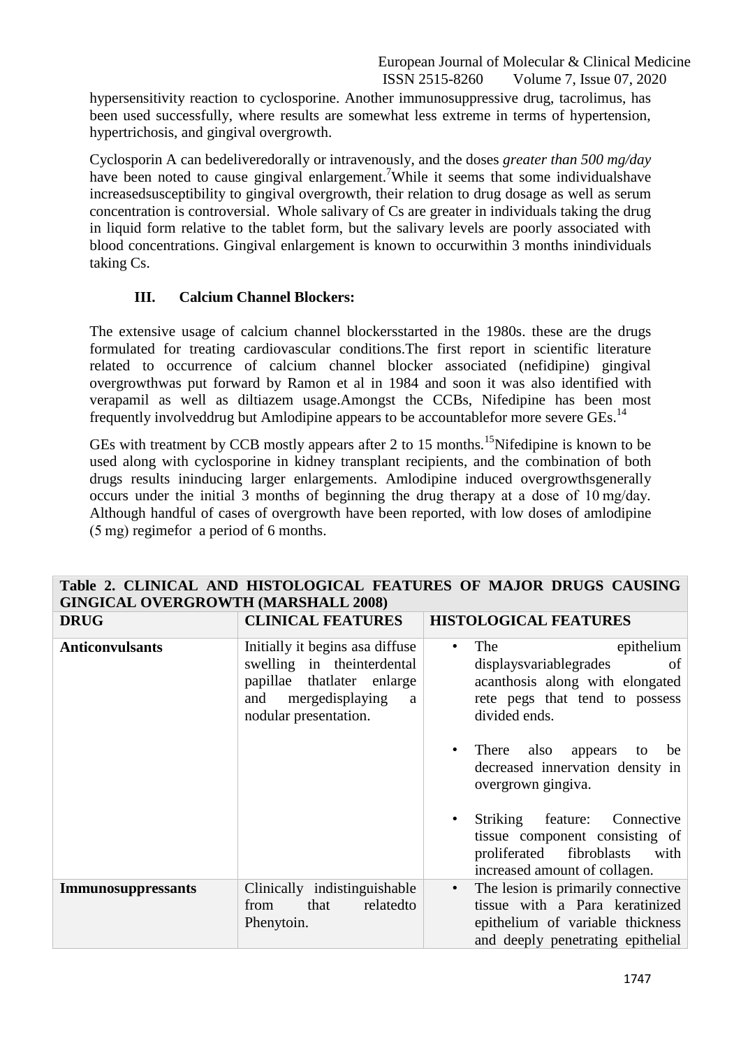hypersensitivity reaction to cyclosporine. Another immunosuppressive drug, tacrolimus, has been used successfully, where results are somewhat less extreme in terms of hypertension, hypertrichosis, and gingival overgrowth.

Cyclosporin A can bedeliveredorally or intravenously, and the doses *greater than 500 mg/day* have been noted to cause gingival enlargement.[7]While it seems that some individualshave increasedsusceptibility to gingival overgrowth, their relation to drug dosage as well as serum concentration is controversial. Whole salivary of Cs are greater in individuals taking the drug in liquid form relative to the tablet form, but the salivary levels are poorly associated with blood concentrations. Gingival enlargement is known to occurwithin 3 months inindividuals taking Cs.

### III. Calcium Channel Blockers:

The extensive usage of calcium channel blockersstarted in the 1980s. these are the drugs formulated for treating cardiovascular conditions.The first report in scientific literature related to occurrence of calcium channel blocker associated (nefidipine) gingival overgrowthwas put forward by Ramon et al in 1984 and soon it was also identified with verapamil as well as diltiazem usage.Amongst the CCBs, Nifedipine has been most frequently involveddrug but Amlodipine appears to be accountablefor more severe GEs.[14]

GEs with treatment by CCB mostly appears after 2 to 15 months.[15]Nifedipine is known to be used along with cyclosporine in kidney transplant recipients, and the combination of both drugs results ininducing larger enlargements. Amlodipine induced overgrowthsgenerally occurs under the initial 3 months of beginning the drug therapy at a dose of 10 mg/day. Although handful of cases of overgrowth have been reported, with low doses of amlodipine (5 mg) regimefor a period of 6 months.

**Table 2. CLINICAL AND HISTOLOGICAL FEATURES OF MAJOR DRUGS CAUSING GINGICAL OVERGROWTH (MARSHALL 2008)**

| DRUG | CLINICAL FEATURES | HISTOLOGICAL FEATURES |
|---|---|---|
| **Anticonvulsants** | Initially it begins asa diffuse swelling in theinterdental papillae thatlater enlarge and mergedisplaying a nodular presentation. | • The epithelium displaysvariablegrades of acanthosis along with elongated rete pegs that tend to possess divided ends. <br> • There also appears to be decreased innervation density in overgrown gingiva. <br> • Striking feature: Connective tissue component consisting of proliferated fibroblasts with increased amount of collagen. |
| **Immunosuppressants** | Clinically indistinguishable from that relatedto Phenytoin. | • The lesion is primarily connective tissue with a Para keratinized epithelium of variable thickness and deeply penetrating epithelial |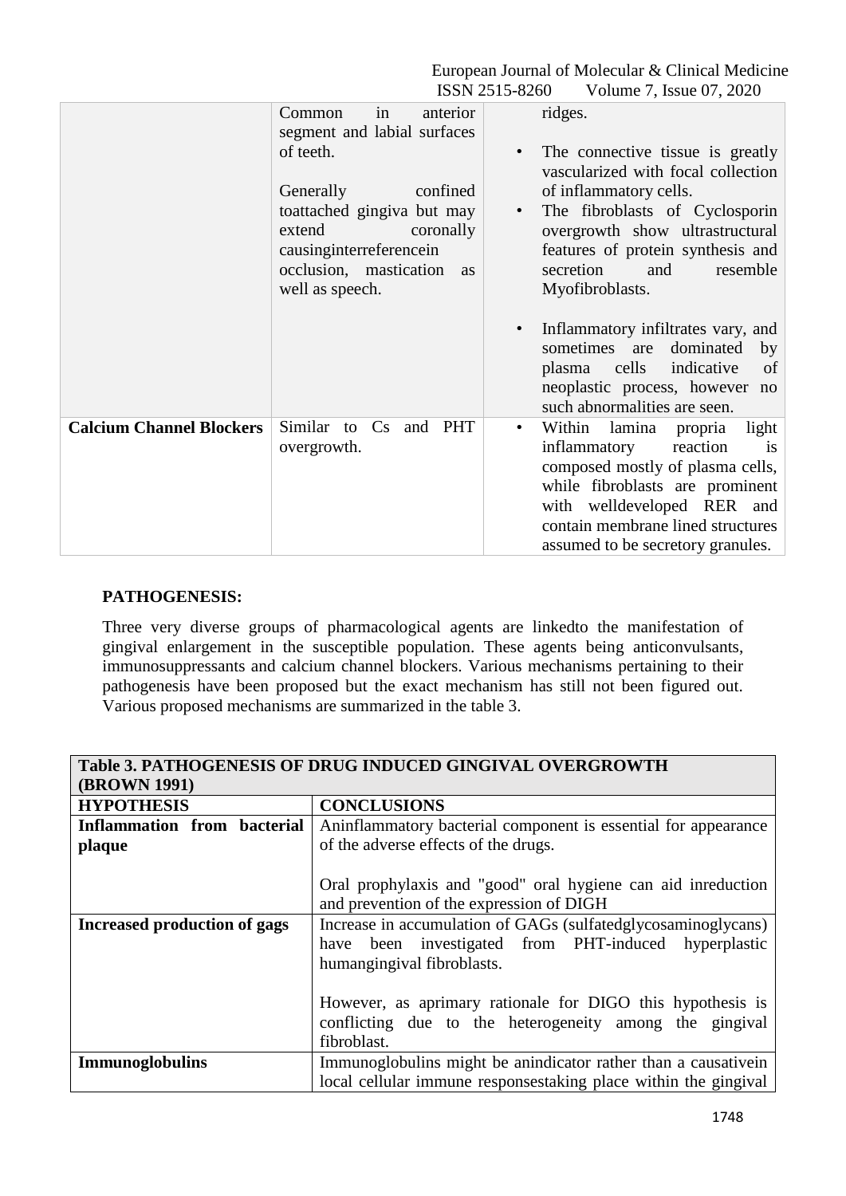| | | |
|---|---|---|
| | Common in anterior segment and labial surfaces of teeth.<br><br>Generally confined toattached gingiva but may extend coronally causinginterreferencein occlusion, mastication as well as speech. | ridges.<br><br>• The connective tissue is greatly vascularized with focal collection of inflammatory cells.<br>• The fibroblasts of Cyclosporin overgrowth show ultrastructural features of protein synthesis and secretion and resemble Myofibroblasts.<br><br>• Inflammatory infiltrates vary, and sometimes are dominated by plasma cells indicative of neoplastic process, however no such abnormalities are seen. |
| **Calcium Channel Blockers** | Similar to Cs and PHT overgrowth. | • Within lamina propria light inflammatory reaction is composed mostly of plasma cells, while fibroblasts are prominent with welldeveloped RER and contain membrane lined structures assumed to be secretory granules. |

**PATHOGENESIS:**

Three very diverse groups of pharmacological agents are linkedto the manifestation of gingival enlargement in the susceptible population. These agents being anticonvulsants, immunosuppressants and calcium channel blockers. Various mechanisms pertaining to their pathogenesis have been proposed but the exact mechanism has still not been figured out. Various proposed mechanisms are summarized in the table 3.

**Table 3. PATHOGENESIS OF DRUG INDUCED GINGIVAL OVERGROWTH (BROWN 1991)**

| **HYPOTHESIS** | **CONCLUSIONS** |
|---|---|
| **Inflammation from bacterial plaque** | Aninflammatory bacterial component is essential for appearance of the adverse effects of the drugs.<br><br>Oral prophylaxis and "good" oral hygiene can aid inreduction and prevention of the expression of DIGH |
| **Increased production of gags** | Increase in accumulation of GAGs (sulfatedglycosaminoglycans) have been investigated from PHT-induced hyperplastic humangingival fibroblasts.<br><br>However, as aprimary rationale for DIGO this hypothesis is conflicting due to the heterogeneity among the gingival fibroblast. |
| **Immunoglobulins** | Immunoglobulins might be anindicator rather than a causativein local cellular immune responsestaking place within the gingival |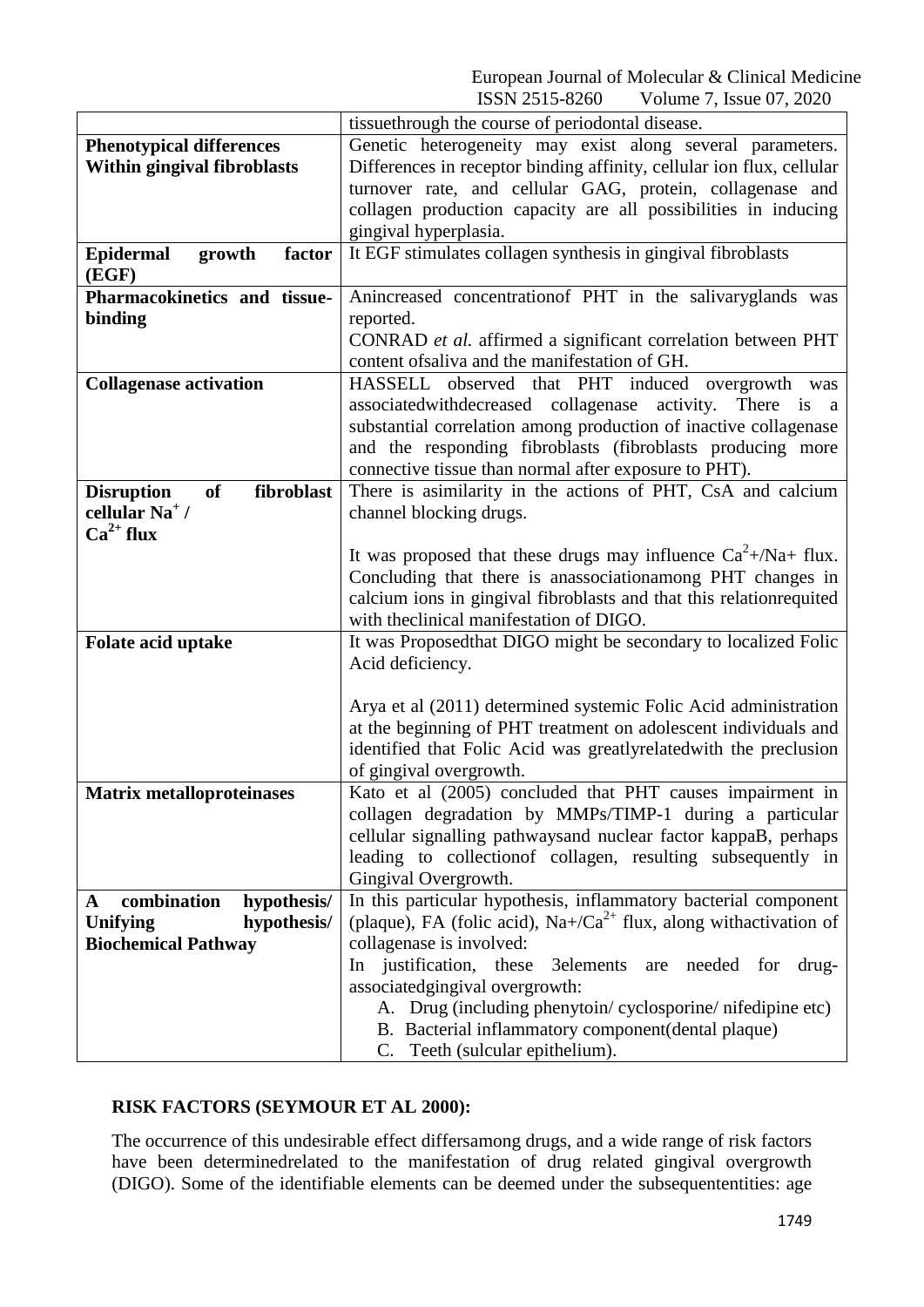| | |
|---|---|
| | tissuethrough the course of periodontal disease. |
| **Phenotypical differences Within gingival fibroblasts** | Genetic heterogeneity may exist along several parameters. Differences in receptor binding affinity, cellular ion flux, cellular turnover rate, and cellular GAG, protein, collagenase and collagen production capacity are all possibilities in inducing gingival hyperplasia. |
| **Epidermal growth factor (EGF)** | It EGF stimulates collagen synthesis in gingival fibroblasts |
| **Pharmacokinetics and tissue-binding** | Anincreased concentrationof PHT in the salivaryglands was reported.<br>CONRAD *et al.* affirmed a significant correlation between PHT content ofsaliva and the manifestation of GH. |
| **Collagenase activation** | HASSELL observed that PHT induced overgrowth was associatedwithdecreased collagenase activity. There is a substantial correlation among production of inactive collagenase and the responding fibroblasts (fibroblasts producing more connective tissue than normal after exposure to PHT). |
| **Disruption of fibroblast cellular $Na^+$ / $Ca^{2+}$ flux** | There is asimilarity in the actions of PHT, CsA and calcium channel blocking drugs.<br><br>It was proposed that these drugs may influence $Ca^2$+/Na+ flux. Concluding that there is anassociationamong PHT changes in calcium ions in gingival fibroblasts and that this relationrequited with theclinical manifestation of DIGO. |
| **Folate acid uptake** | It was Proposedthat DIGO might be secondary to localized Folic Acid deficiency.<br><br>Arya et al (2011) determined systemic Folic Acid administration at the beginning of PHT treatment on adolescent individuals and identified that Folic Acid was greatlyrelatedwith the preclusion of gingival overgrowth. |
| **Matrix metalloproteinases** | Kato et al (2005) concluded that PHT causes impairment in collagen degradation by MMPs/TIMP-1 during a particular cellular signalling pathwaysand nuclear factor kappaB, perhaps leading to collectionof collagen, resulting subsequently in Gingival Overgrowth. |
| **A combination hypothesis/ Unifying hypothesis/ Biochemical Pathway** | In this particular hypothesis, inflammatory bacterial component (plaque), FA (folic acid), Na+/$Ca^{2+}$ flux, along withactivation of collagenase is involved:<br>In justification, these 3elements are needed for drug-associatedgingival overgrowth:<br>A. Drug (including phenytoin/ cyclosporine/ nifedipine etc)<br>B. Bacterial inflammatory component(dental plaque)<br>C. Teeth (sulcular epithelium). |

## RISK FACTORS (SEYMOUR ET AL 2000):

The occurrence of this undesirable effect differsamong drugs, and a wide range of risk factors have been determinedrelated to the manifestation of drug related gingival overgrowth (DIGO). Some of the identifiable elements can be deemed under the subsequententities: age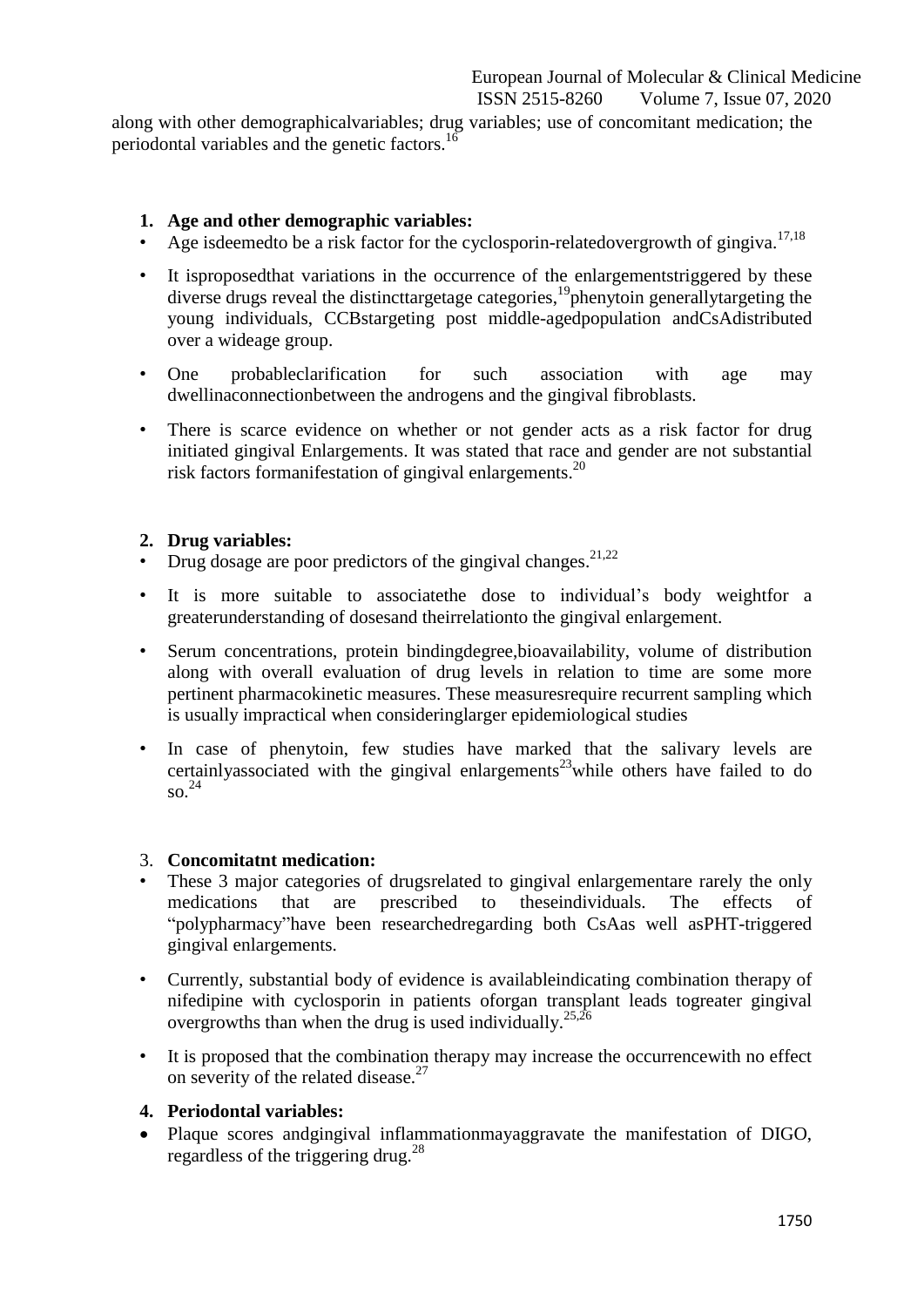along with other demographicalvariables; drug variables; use of concomitant medication; the periodontal variables and the genetic factors.[16]

1. **Age and other demographic variables:**

- Age isdeemedto be a risk factor for the cyclosporin-relatedovergrowth of gingiva.[17,18]
- It isproposedthat variations in the occurrence of the enlargementstriggered by these diverse drugs reveal the distincttargetage categories,[19]phenytoin generallytargeting the young individuals, CCBstargeting post middle-agedpopulation andCsAdistributed over a wideage group.
- One probableclarification for such association with age may dwellinaconnectionbetween the androgens and the gingival fibroblasts.
- There is scarce evidence on whether or not gender acts as a risk factor for drug initiated gingival Enlargements. It was stated that race and gender are not substantial risk factors formanifestation of gingival enlargements.[20]

2. **Drug variables:**

- Drug dosage are poor predictors of the gingival changes.[21,22]
- It is more suitable to associatethe dose to individual's body weightfor a greaterunderstanding of dosesand theirrelationto the gingival enlargement.
- Serum concentrations, protein bindingdegree,bioavailability, volume of distribution along with overall evaluation of drug levels in relation to time are some more pertinent pharmacokinetic measures. These measuresrequire recurrent sampling which is usually impractical when consideringlarger epidemiological studies
- In case of phenytoin, few studies have marked that the salivary levels are certainlyassociated with the gingival enlargements[23]while others have failed to do so.[24]

3. **Concomitatnt medication:**

- These 3 major categories of drugsrelated to gingival enlargementare rarely the only medications that are prescribed to theseindividuals. The effects of "polypharmacy"have been researchedregarding both CsAas well asPHT-triggered gingival enlargements.
- Currently, substantial body of evidence is availableindicating combination therapy of nifedipine with cyclosporin in patients oforgan transplant leads togreater gingival overgrowths than when the drug is used individually.[25,26]
- It is proposed that the combination therapy may increase the occurrencewith no effect on severity of the related disease.[27]

4. **Periodontal variables:**

- Plaque scores andgingival inflammationmayaggravate the manifestation of DIGO, regardless of the triggering drug.[28]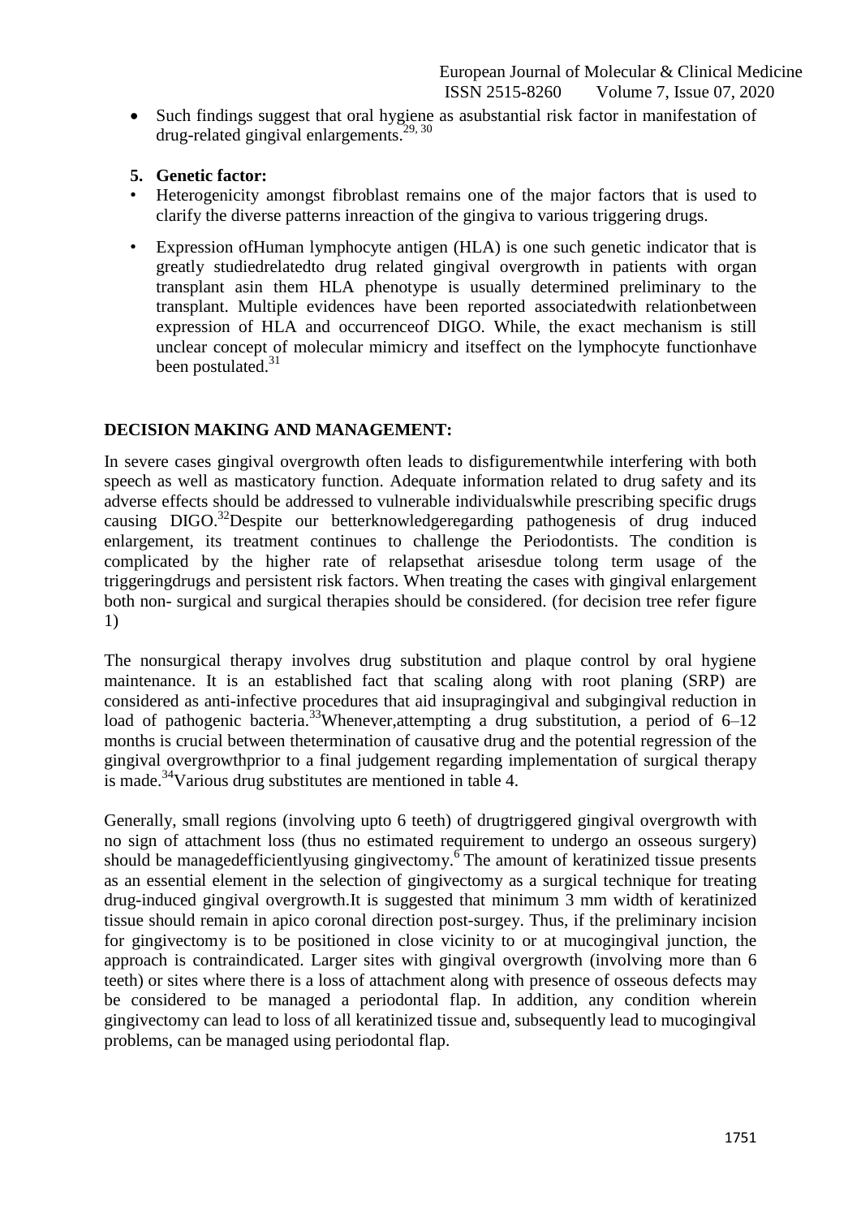- Such findings suggest that oral hygiene as asubstantial risk factor in manifestation of drug-related gingival enlargements.[29, 30]

5. **Genetic factor:**

- Heterogenicity amongst fibroblast remains one of the major factors that is used to clarify the diverse patterns inreaction of the gingiva to various triggering drugs.
- Expression ofHuman lymphocyte antigen (HLA) is one such genetic indicator that is greatly studiedrelatedto drug related gingival overgrowth in patients with organ transplant asin them HLA phenotype is usually determined preliminary to the transplant. Multiple evidences have been reported associatedwith relationbetween expression of HLA and occurrenceof DIGO. While, the exact mechanism is still unclear concept of molecular mimicry and itseffect on the lymphocyte functionhave been postulated.[31]

## DECISION MAKING AND MANAGEMENT:

In severe cases gingival overgrowth often leads to disfigurementwhile interfering with both speech as well as masticatory function. Adequate information related to drug safety and its adverse effects should be addressed to vulnerable individualswhile prescribing specific drugs causing DIGO.[32]Despite our betterknowledgeregarding pathogenesis of drug induced enlargement, its treatment continues to challenge the Periodontists. The condition is complicated by the higher rate of relapsethat arisesdue tolong term usage of the triggeringdrugs and persistent risk factors. When treating the cases with gingival enlargement both non- surgical and surgical therapies should be considered. (for decision tree refer figure 1)

The nonsurgical therapy involves drug substitution and plaque control by oral hygiene maintenance. It is an established fact that scaling along with root planing (SRP) are considered as anti-infective procedures that aid insupragingival and subgingival reduction in load of pathogenic bacteria.[33]Whenever,attempting a drug substitution, a period of 6–12 months is crucial between thetermination of causative drug and the potential regression of the gingival overgrowthprior to a final judgement regarding implementation of surgical therapy is made.[34]Various drug substitutes are mentioned in table 4.

Generally, small regions (involving upto 6 teeth) of drugtriggered gingival overgrowth with no sign of attachment loss (thus no estimated requirement to undergo an osseous surgery) should be managedefficientlyusing gingivectomy.[6] The amount of keratinized tissue presents as an essential element in the selection of gingivectomy as a surgical technique for treating drug-induced gingival overgrowth.It is suggested that minimum 3 mm width of keratinized tissue should remain in apico coronal direction post-surgey. Thus, if the preliminary incision for gingivectomy is to be positioned in close vicinity to or at mucogingival junction, the approach is contraindicated. Larger sites with gingival overgrowth (involving more than 6 teeth) or sites where there is a loss of attachment along with presence of osseous defects may be considered to be managed a periodontal flap. In addition, any condition wherein gingivectomy can lead to loss of all keratinized tissue and, subsequently lead to mucogingival problems, can be managed using periodontal flap.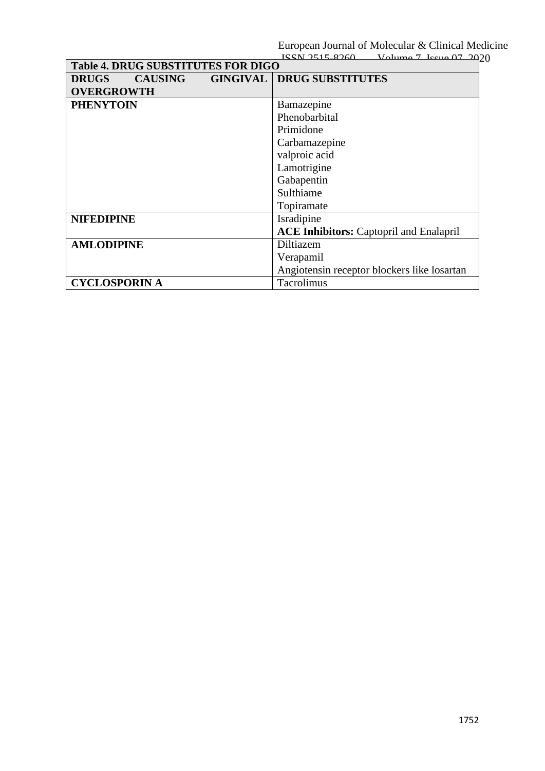**Table 4. DRUG SUBSTITUTES FOR DIGO**

| DRUGS CAUSING GINGIVAL OVERGROWTH | DRUG SUBSTITUTES |
|---|---|
| **PHENYTOIN** | Bamazepine<br>Phenobarbital<br>Primidone<br>Carbamazepine<br>valproic acid<br>Lamotrigine<br>Gabapentin<br>Sulthiame<br>Topiramate |
| **NIFEDIPINE** | Isradipine<br>**ACE Inhibitors:** Captopril and Enalapril |
| **AMLODIPINE** | Diltiazem<br>Verapamil<br>Angiotensin receptor blockers like losartan |
| **CYCLOSPORIN A** | Tacrolimus |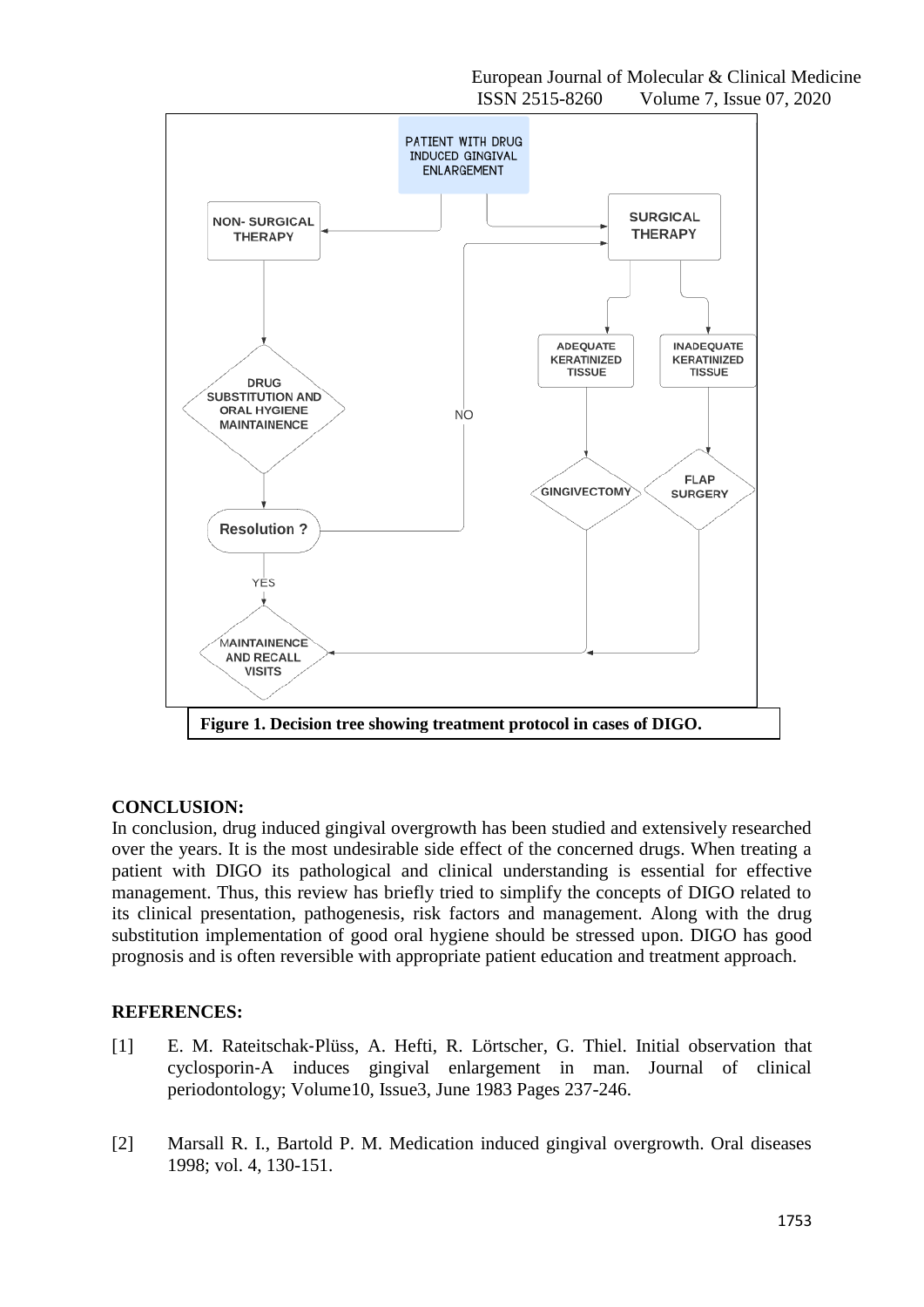Figure 1. Decision tree showing treatment protocol in cases of DIGO.

## CONCLUSION:

In conclusion, drug induced gingival overgrowth has been studied and extensively researched over the years. It is the most undesirable side effect of the concerned drugs. When treating a patient with DIGO its pathological and clinical understanding is essential for effective management. Thus, this review has briefly tried to simplify the concepts of DIGO related to its clinical presentation, pathogenesis, risk factors and management. Along with the drug substitution implementation of good oral hygiene should be stressed upon. DIGO has good prognosis and is often reversible with appropriate patient education and treatment approach.

## REFERENCES:

[1] E. M. Rateitschak-Plüss, A. Hefti, R. Lörtscher, G. Thiel. Initial observation that cyclosporin-A induces gingival enlargement in man. Journal of clinical periodontology; Volume10, Issue3, June 1983 Pages 237-246.

[2] Marsall R. I., Bartold P. M. Medication induced gingival overgrowth. Oral diseases 1998; vol. 4, 130-151.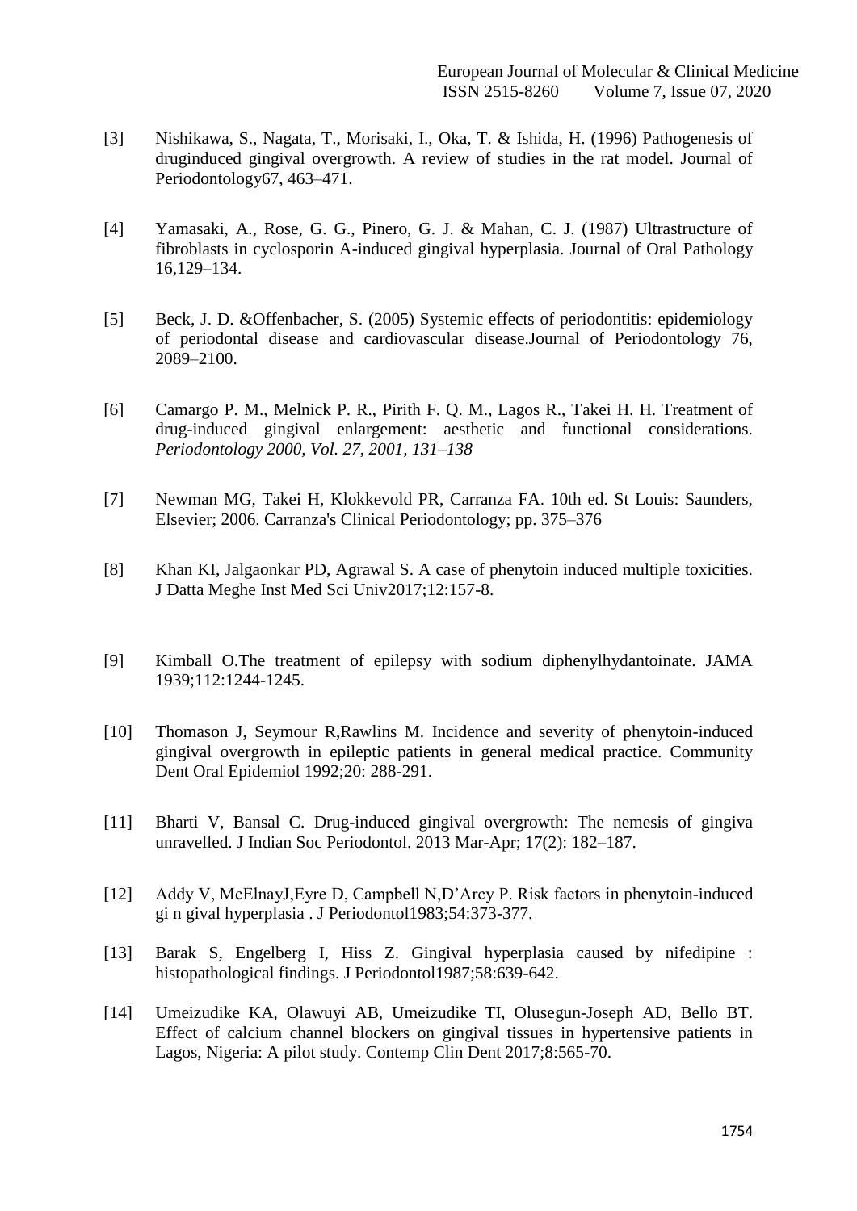[3] Nishikawa, S., Nagata, T., Morisaki, I., Oka, T. & Ishida, H. (1996) Pathogenesis of druginduced gingival overgrowth. A review of studies in the rat model. Journal of Periodontology67, 463–471.

[4] Yamasaki, A., Rose, G. G., Pinero, G. J. & Mahan, C. J. (1987) Ultrastructure of fibroblasts in cyclosporin A-induced gingival hyperplasia. Journal of Oral Pathology 16,129–134.

[5] Beck, J. D. &Offenbacher, S. (2005) Systemic effects of periodontitis: epidemiology of periodontal disease and cardiovascular disease.Journal of Periodontology 76, 2089–2100.

[6] Camargo P. M., Melnick P. R., Pirith F. Q. M., Lagos R., Takei H. H. Treatment of drug-induced gingival enlargement: aesthetic and functional considerations. *Periodontology 2000, Vol. 27, 2001, 131–138*

[7] Newman MG, Takei H, Klokkevold PR, Carranza FA. 10th ed. St Louis: Saunders, Elsevier; 2006. Carranza's Clinical Periodontology; pp. 375–376

[8] Khan KI, Jalgaonkar PD, Agrawal S. A case of phenytoin induced multiple toxicities. J Datta Meghe Inst Med Sci Univ2017;12:157-8.

[9] Kimball O.The treatment of epilepsy with sodium diphenylhydantoinate. JAMA 1939;112:1244-1245.

[10] Thomason J, Seymour R,Rawlins M. Incidence and severity of phenytoin-induced gingival overgrowth in epileptic patients in general medical practice. Community Dent Oral Epidemiol 1992;20: 288-291.

[11] Bharti V, Bansal C. Drug-induced gingival overgrowth: The nemesis of gingiva unravelled. J Indian Soc Periodontol. 2013 Mar-Apr; 17(2): 182–187.

[12] Addy V, McElnayJ,Eyre D, Campbell N,D'Arcy P. Risk factors in phenytoin-induced gi n gival hyperplasia . J Periodontol1983;54:373-377.

[13] Barak S, Engelberg I, Hiss Z. Gingival hyperplasia caused by nifedipine : histopathological findings. J Periodontol1987;58:639-642.

[14] Umeizudike KA, Olawuyi AB, Umeizudike TI, Olusegun-Joseph AD, Bello BT. Effect of calcium channel blockers on gingival tissues in hypertensive patients in Lagos, Nigeria: A pilot study. Contemp Clin Dent 2017;8:565-70.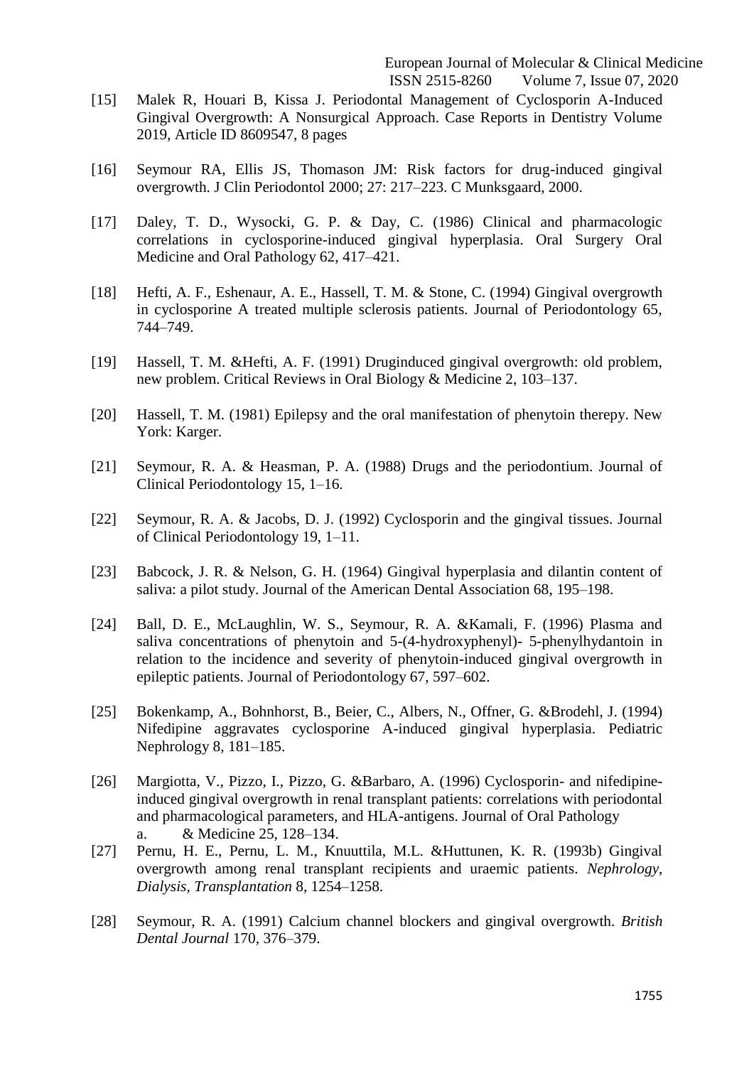[15] Malek R, Houari B, Kissa J. Periodontal Management of Cyclosporin A-Induced Gingival Overgrowth: A Nonsurgical Approach. Case Reports in Dentistry Volume 2019, Article ID 8609547, 8 pages

[16] Seymour RA, Ellis JS, Thomason JM: Risk factors for drug-induced gingival overgrowth. J Clin Periodontol 2000; 27: 217–223. C Munksgaard, 2000.

[17] Daley, T. D., Wysocki, G. P. & Day, C. (1986) Clinical and pharmacologic correlations in cyclosporine-induced gingival hyperplasia. Oral Surgery Oral Medicine and Oral Pathology 62, 417–421.

[18] Hefti, A. F., Eshenaur, A. E., Hassell, T. M. & Stone, C. (1994) Gingival overgrowth in cyclosporine A treated multiple sclerosis patients. Journal of Periodontology 65, 744–749.

[19] Hassell, T. M. &Hefti, A. F. (1991) Druginduced gingival overgrowth: old problem, new problem. Critical Reviews in Oral Biology & Medicine 2, 103–137.

[20] Hassell, T. M. (1981) Epilepsy and the oral manifestation of phenytoin therepy. New York: Karger.

[21] Seymour, R. A. & Heasman, P. A. (1988) Drugs and the periodontium. Journal of Clinical Periodontology 15, 1–16.

[22] Seymour, R. A. & Jacobs, D. J. (1992) Cyclosporin and the gingival tissues. Journal of Clinical Periodontology 19, 1–11.

[23] Babcock, J. R. & Nelson, G. H. (1964) Gingival hyperplasia and dilantin content of saliva: a pilot study. Journal of the American Dental Association 68, 195–198.

[24] Ball, D. E., McLaughlin, W. S., Seymour, R. A. &Kamali, F. (1996) Plasma and saliva concentrations of phenytoin and 5-(4-hydroxyphenyl)- 5-phenylhydantoin in relation to the incidence and severity of phenytoin-induced gingival overgrowth in epileptic patients. Journal of Periodontology 67, 597–602.

[25] Bokenkamp, A., Bohnhorst, B., Beier, C., Albers, N., Offner, G. &Brodehl, J. (1994) Nifedipine aggravates cyclosporine A-induced gingival hyperplasia. Pediatric Nephrology 8, 181–185.

[26] Margiotta, V., Pizzo, I., Pizzo, G. &Barbaro, A. (1996) Cyclosporin- and nifedipine-induced gingival overgrowth in renal transplant patients: correlations with periodontal and pharmacological parameters, and HLA-antigens. Journal of Oral Pathology
    a. & Medicine 25, 128–134.

[27] Pernu, H. E., Pernu, L. M., Knuuttila, M.L. &Huttunen, K. R. (1993b) Gingival overgrowth among renal transplant recipients and uraemic patients. *Nephrology, Dialysis, Transplantation* 8, 1254–1258.

[28] Seymour, R. A. (1991) Calcium channel blockers and gingival overgrowth. *British Dental Journal* 170, 376–379.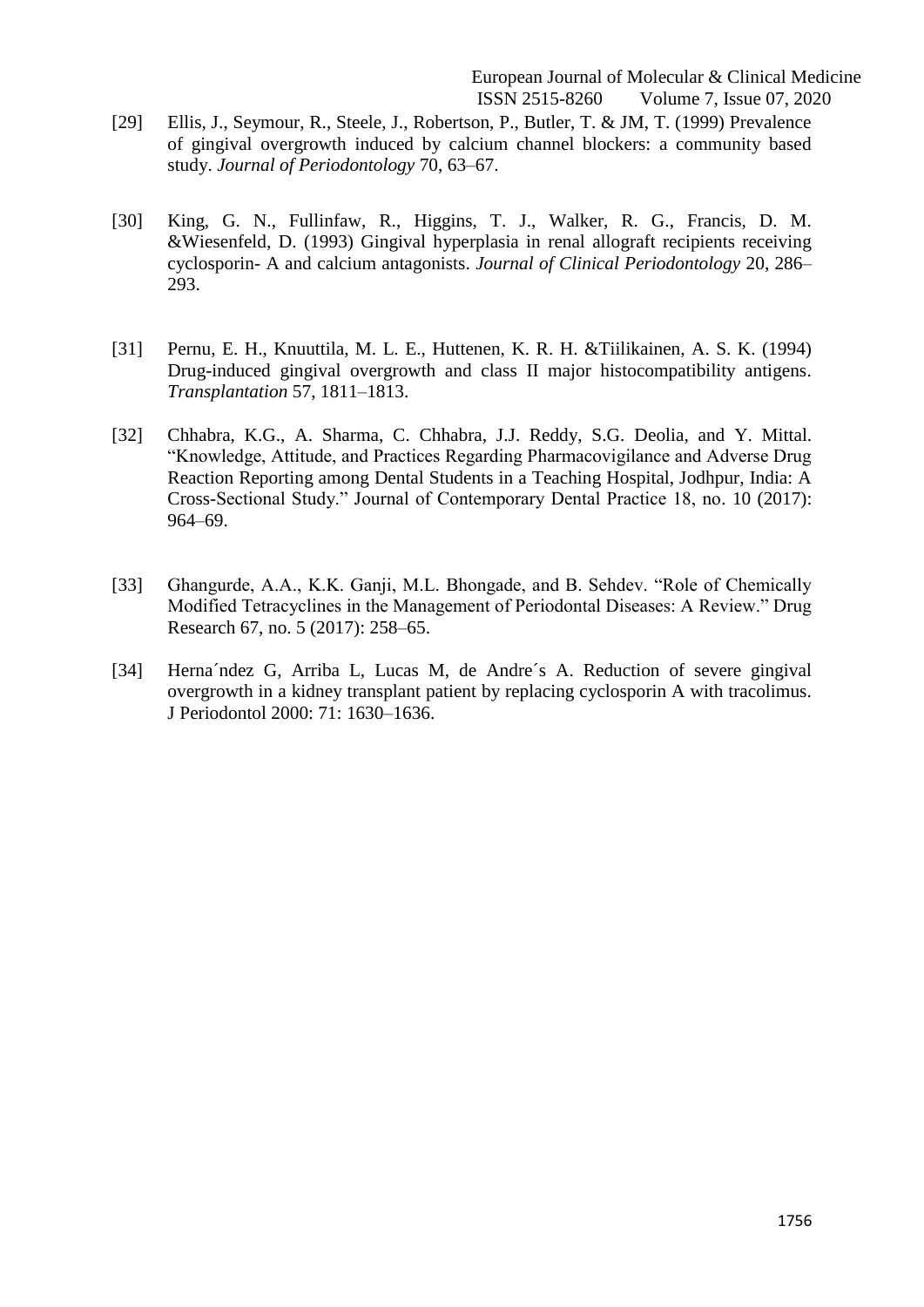[29] Ellis, J., Seymour, R., Steele, J., Robertson, P., Butler, T. & JM, T. (1999) Prevalence of gingival overgrowth induced by calcium channel blockers: a community based study. *Journal of Periodontology* 70, 63–67.

[30] King, G. N., Fullinfaw, R., Higgins, T. J., Walker, R. G., Francis, D. M. &Wiesenfeld, D. (1993) Gingival hyperplasia in renal allograft recipients receiving cyclosporin- A and calcium antagonists. *Journal of Clinical Periodontology* 20, 286–293.

[31] Pernu, E. H., Knuuttila, M. L. E., Huttenen, K. R. H. &Tiilikainen, A. S. K. (1994) Drug-induced gingival overgrowth and class II major histocompatibility antigens. *Transplantation* 57, 1811–1813.

[32] Chhabra, K.G., A. Sharma, C. Chhabra, J.J. Reddy, S.G. Deolia, and Y. Mittal. "Knowledge, Attitude, and Practices Regarding Pharmacovigilance and Adverse Drug Reaction Reporting among Dental Students in a Teaching Hospital, Jodhpur, India: A Cross-Sectional Study." Journal of Contemporary Dental Practice 18, no. 10 (2017): 964–69.

[33] Ghangurde, A.A., K.K. Ganji, M.L. Bhongade, and B. Sehdev. "Role of Chemically Modified Tetracyclines in the Management of Periodontal Diseases: A Review." Drug Research 67, no. 5 (2017): 258–65.

[34] Herna´ndez G, Arriba L, Lucas M, de Andre´s A. Reduction of severe gingival overgrowth in a kidney transplant patient by replacing cyclosporin A with tracolimus. J Periodontol 2000: 71: 1630–1636.